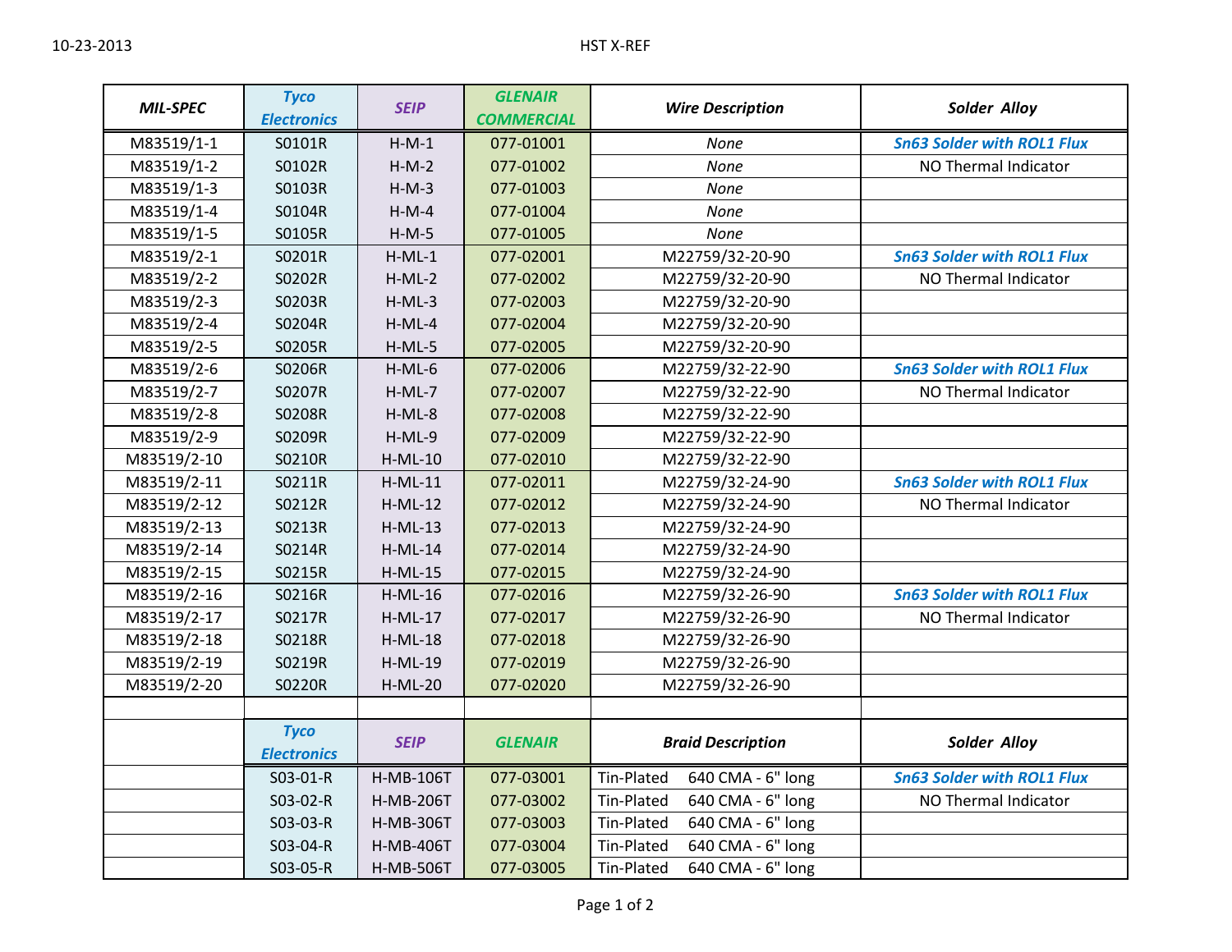HST X-REF

10-23-2013

| MIL-SPEC | Tyco Electronics | SEIP | GLENAIR COMMERCIAL | Wire Description | Solder Alloy |
|---|---|---|---|---|---|
| M83519/1-1 | S0101R | H-M-1 | 077-01001 | *None* | ***Sn63 Solder with ROL1 Flux*** |
| M83519/1-2 | S0102R | H-M-2 | 077-01002 | *None* | NO Thermal Indicator |
| M83519/1-3 | S0103R | H-M-3 | 077-01003 | *None* | |
| M83519/1-4 | S0104R | H-M-4 | 077-01004 | *None* | |
| M83519/1-5 | S0105R | H-M-5 | 077-01005 | *None* | |
| M83519/2-1 | S0201R | H-ML-1 | 077-02001 | M22759/32-20-90 | ***Sn63 Solder with ROL1 Flux*** |
| M83519/2-2 | S0202R | H-ML-2 | 077-02002 | M22759/32-20-90 | NO Thermal Indicator |
| M83519/2-3 | S0203R | H-ML-3 | 077-02003 | M22759/32-20-90 | |
| M83519/2-4 | S0204R | H-ML-4 | 077-02004 | M22759/32-20-90 | |
| M83519/2-5 | S0205R | H-ML-5 | 077-02005 | M22759/32-20-90 | |
| M83519/2-6 | S0206R | H-ML-6 | 077-02006 | M22759/32-22-90 | ***Sn63 Solder with ROL1 Flux*** |
| M83519/2-7 | S0207R | H-ML-7 | 077-02007 | M22759/32-22-90 | NO Thermal Indicator |
| M83519/2-8 | S0208R | H-ML-8 | 077-02008 | M22759/32-22-90 | |
| M83519/2-9 | S0209R | H-ML-9 | 077-02009 | M22759/32-22-90 | |
| M83519/2-10 | S0210R | H-ML-10 | 077-02010 | M22759/32-22-90 | |
| M83519/2-11 | S0211R | H-ML-11 | 077-02011 | M22759/32-24-90 | ***Sn63 Solder with ROL1 Flux*** |
| M83519/2-12 | S0212R | H-ML-12 | 077-02012 | M22759/32-24-90 | NO Thermal Indicator |
| M83519/2-13 | S0213R | H-ML-13 | 077-02013 | M22759/32-24-90 | |
| M83519/2-14 | S0214R | H-ML-14 | 077-02014 | M22759/32-24-90 | |
| M83519/2-15 | S0215R | H-ML-15 | 077-02015 | M22759/32-24-90 | |
| M83519/2-16 | S0216R | H-ML-16 | 077-02016 | M22759/32-26-90 | ***Sn63 Solder with ROL1 Flux*** |
| M83519/2-17 | S0217R | H-ML-17 | 077-02017 | M22759/32-26-90 | NO Thermal Indicator |
| M83519/2-18 | S0218R | H-ML-18 | 077-02018 | M22759/32-26-90 | |
| M83519/2-19 | S0219R | H-ML-19 | 077-02019 | M22759/32-26-90 | |
| M83519/2-20 | S0220R | H-ML-20 | 077-02020 | M22759/32-26-90 | |
| | | | | | |
| | ***Tyco Electronics*** | ***SEIP*** | ***GLENAIR*** | ***Braid Description*** | ***Solder Alloy*** |
| | S03-01-R | H-MB-106T | 077-03001 | Tin-Plated 640 CMA - 6" long | ***Sn63 Solder with ROL1 Flux*** |
| | S03-02-R | H-MB-206T | 077-03002 | Tin-Plated 640 CMA - 6" long | NO Thermal Indicator |
| | S03-03-R | H-MB-306T | 077-03003 | Tin-Plated 640 CMA - 6" long | |
| | S03-04-R | H-MB-406T | 077-03004 | Tin-Plated 640 CMA - 6" long | |
| | S03-05-R | H-MB-506T | 077-03005 | Tin-Plated 640 CMA - 6" long | |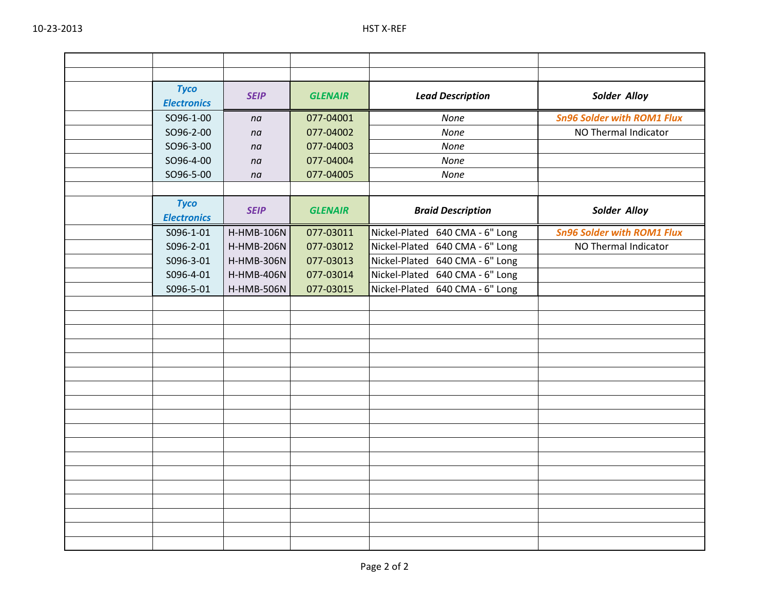| | Tyco Electronics | SEIP | GLENAIR | Lead Description | Solder Alloy |
|---|---|---|---|---|---|
| | SO96-1-00 | na | 077-04001 | None | Sn96 Solder with ROM1 Flux |
| | SO96-2-00 | na | 077-04002 | None | NO Thermal Indicator |
| | SO96-3-00 | na | 077-04003 | None | |
| | SO96-4-00 | na | 077-04004 | None | |
| | SO96-5-00 | na | 077-04005 | None | |

| | Tyco Electronics | SEIP | GLENAIR | Braid Description | Solder Alloy |
|---|---|---|---|---|---|
| | S096-1-01 | H-HMB-106N | 077-03011 | Nickel-Plated 640 CMA - 6" Long | Sn96 Solder with ROM1 Flux |
| | S096-2-01 | H-HMB-206N | 077-03012 | Nickel-Plated 640 CMA - 6" Long | NO Thermal Indicator |
| | S096-3-01 | H-HMB-306N | 077-03013 | Nickel-Plated 640 CMA - 6" Long | |
| | S096-4-01 | H-HMB-406N | 077-03014 | Nickel-Plated 640 CMA - 6" Long | |
| | S096-5-01 | H-HMB-506N | 077-03015 | Nickel-Plated 640 CMA - 6" Long | |